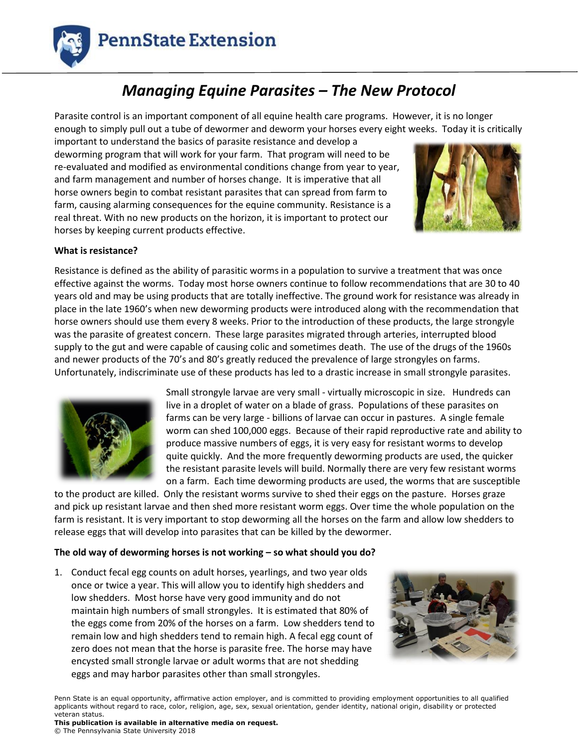# *Managing Equine Parasites – The New Protocol*

Parasite control is an important component of all equine health care programs. However, it is no longer enough to simply pull out a tube of dewormer and deworm your horses every eight weeks. Today it is critically important to understand the basics of parasite resistance and develop a deworming program that will work for your farm. That program will need to be re-evaluated and modified as environmental conditions change from year to year, and farm management and number of horses change. It is imperative that all horse owners begin to combat resistant parasites that can spread from farm to farm, causing alarming consequences for the equine community. Resistance is a real threat. With no new products on the horizon, it is important to protect our horses by keeping current products effective.

**What is resistance?**

Resistance is defined as the ability of parasitic worms in a population to survive a treatment that was once effective against the worms. Today most horse owners continue to follow recommendations that are 30 to 40 years old and may be using products that are totally ineffective. The ground work for resistance was already in place in the late 1960's when new deworming products were introduced along with the recommendation that horse owners should use them every 8 weeks. Prior to the introduction of these products, the large strongyle was the parasite of greatest concern. These large parasites migrated through arteries, interrupted blood supply to the gut and were capable of causing colic and sometimes death. The use of the drugs of the 1960s and newer products of the 70's and 80's greatly reduced the prevalence of large strongyles on farms. Unfortunately, indiscriminate use of these products has led to a drastic increase in small strongyle parasites.

Small strongyle larvae are very small - virtually microscopic in size. Hundreds can live in a droplet of water on a blade of grass. Populations of these parasites on farms can be very large - billions of larvae can occur in pastures. A single female worm can shed 100,000 eggs. Because of their rapid reproductive rate and ability to produce massive numbers of eggs, it is very easy for resistant worms to develop quite quickly. And the more frequently deworming products are used, the quicker the resistant parasite levels will build. Normally there are very few resistant worms on a farm. Each time deworming products are used, the worms that are susceptible to the product are killed. Only the resistant worms survive to shed their eggs on the pasture. Horses graze and pick up resistant larvae and then shed more resistant worm eggs. Over time the whole population on the farm is resistant. It is very important to stop deworming all the horses on the farm and allow low shedders to release eggs that will develop into parasites that can be killed by the dewormer.

**The old way of deworming horses is not working – so what should you do?**

1. Conduct fecal egg counts on adult horses, yearlings, and two year olds once or twice a year. This will allow you to identify high shedders and low shedders. Most horse have very good immunity and do not maintain high numbers of small strongyles. It is estimated that 80% of the eggs come from 20% of the horses on a farm. Low shedders tend to remain low and high shedders tend to remain high. A fecal egg count of zero does not mean that the horse is parasite free. The horse may have encysted small strongle larvae or adult worms that are not shedding eggs and may harbor parasites other than small strongyles.

Penn State is an equal opportunity, affirmative action employer, and is committed to providing employment opportunities to all qualified applicants without regard to race, color, religion, age, sex, sexual orientation, gender identity, national origin, disability or protected veteran status.

**This publication is available in alternative media on request.**

© The Pennsylvania State University 2018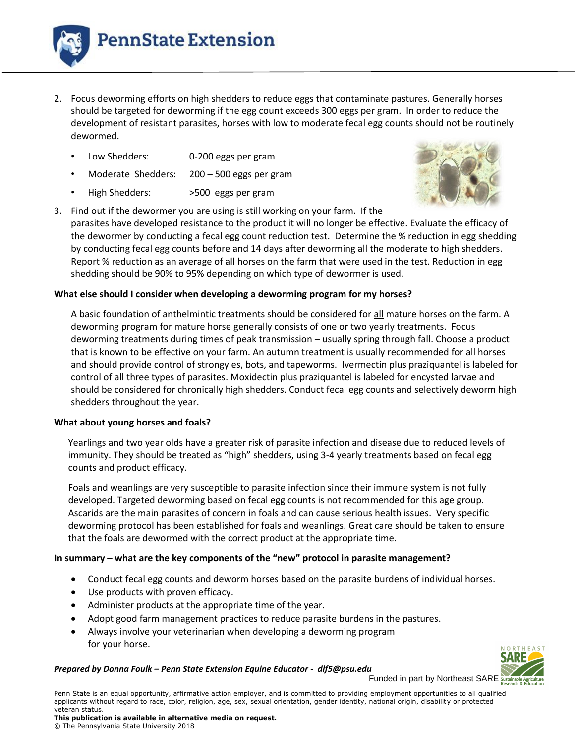2. Focus deworming efforts on high shedders to reduce eggs that contaminate pastures. Generally horses should be targeted for deworming if the egg count exceeds 300 eggs per gram. In order to reduce the development of resistant parasites, horses with low to moderate fecal egg counts should not be routinely dewormed.

   - Low Shedders: 0-200 eggs per gram
   - Moderate Shedders: 200 – 500 eggs per gram
   - High Shedders: >500 eggs per gram

3. Find out if the dewormer you are using is still working on your farm. If the parasites have developed resistance to the product it will no longer be effective. Evaluate the efficacy of the dewormer by conducting a fecal egg count reduction test. Determine the % reduction in egg shedding by conducting fecal egg counts before and 14 days after deworming all the moderate to high shedders. Report % reduction as an average of all horses on the farm that were used in the test. Reduction in egg shedding should be 90% to 95% depending on which type of dewormer is used.

**What else should I consider when developing a deworming program for my horses?**

A basic foundation of anthelmintic treatments should be considered for all mature horses on the farm. A deworming program for mature horse generally consists of one or two yearly treatments. Focus deworming treatments during times of peak transmission – usually spring through fall. Choose a product that is known to be effective on your farm. An autumn treatment is usually recommended for all horses and should provide control of strongyles, bots, and tapeworms. Ivermectin plus praziquantel is labeled for control of all three types of parasites. Moxidectin plus praziquantel is labeled for encysted larvae and should be considered for chronically high shedders. Conduct fecal egg counts and selectively deworm high shedders throughout the year.

**What about young horses and foals?**

Yearlings and two year olds have a greater risk of parasite infection and disease due to reduced levels of immunity. They should be treated as "high" shedders, using 3-4 yearly treatments based on fecal egg counts and product efficacy.

Foals and weanlings are very susceptible to parasite infection since their immune system is not fully developed. Targeted deworming based on fecal egg counts is not recommended for this age group. Ascarids are the main parasites of concern in foals and can cause serious health issues. Very specific deworming protocol has been established for foals and weanlings. Great care should be taken to ensure that the foals are dewormed with the correct product at the appropriate time.

**In summary – what are the key components of the "new" protocol in parasite management?**

- Conduct fecal egg counts and deworm horses based on the parasite burdens of individual horses.
- Use products with proven efficacy.
- Administer products at the appropriate time of the year.
- Adopt good farm management practices to reduce parasite burdens in the pastures.
- Always involve your veterinarian when developing a deworming program for your horse.

***Prepared by Donna Foulk – Penn State Extension Equine Educator - dlf5@psu.edu***

Funded in part by Northeast SARE

Penn State is an equal opportunity, affirmative action employer, and is committed to providing employment opportunities to all qualified applicants without regard to race, color, religion, age, sex, sexual orientation, gender identity, national origin, disability or protected veteran status.

**This publication is available in alternative media on request.**

© The Pennsylvania State University 2018